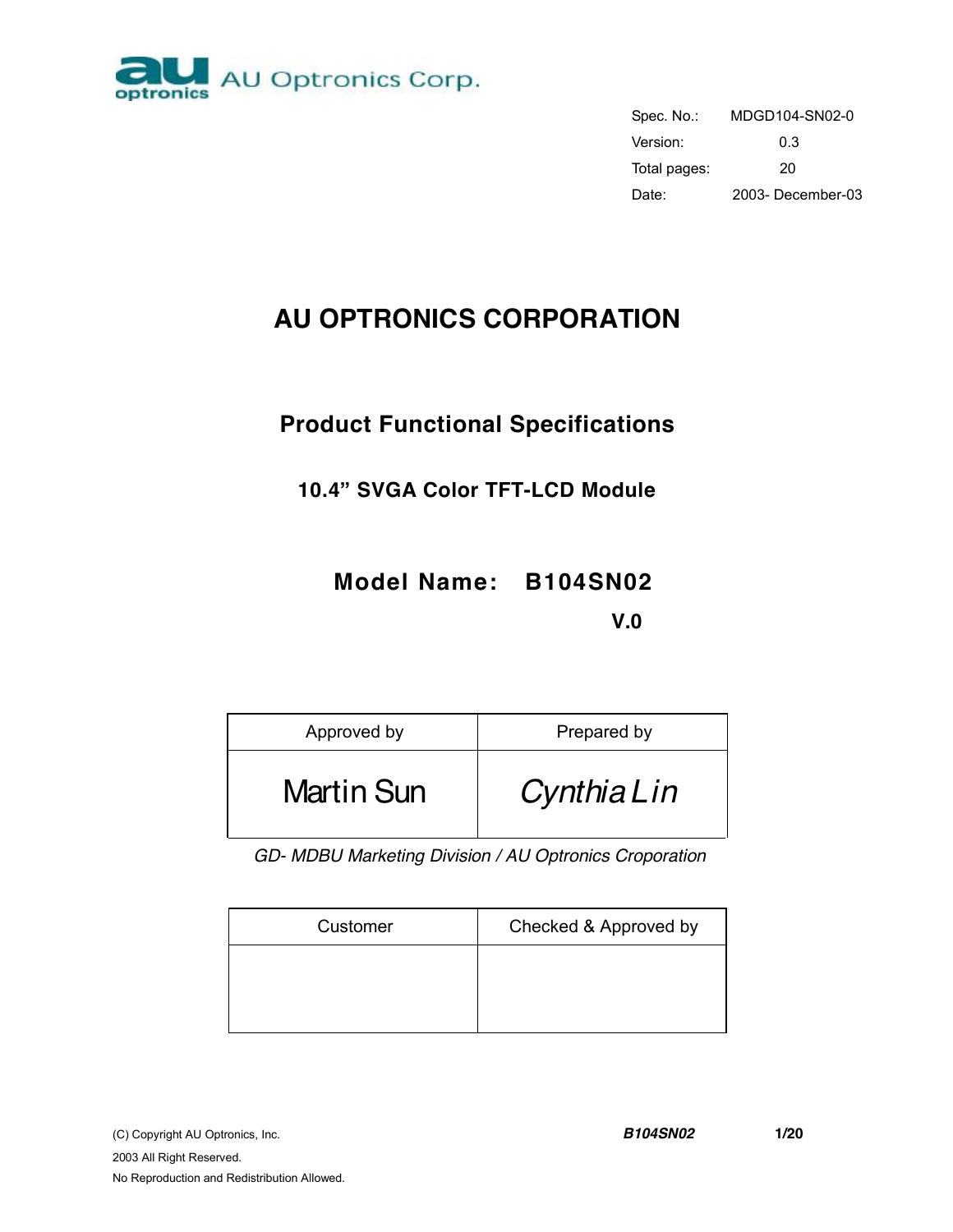AU Optronics Corp.

| Spec. No.: | MDGD104-SN02-0 |
|---|---|
| Version: | 0.3 |
| Total pages: | 20 |
| Date: | 2003- December-03 |

# AU OPTRONICS CORPORATION

## Product Functional Specifications

### 10.4" SVGA Color TFT-LCD Module

### Model Name: B104SN02

### V.0

| Approved by | Prepared by |
|---|---|
| Martin Sun | *Cynthia Lin* |

*GD- MDBU Marketing Division / AU Optronics Croporation*

| Customer | Checked & Approved by |
|---|---|
| | |

(C) Copyright AU Optronics, Inc.
2003 All Right Reserved.
No Reproduction and Redistribution Allowed.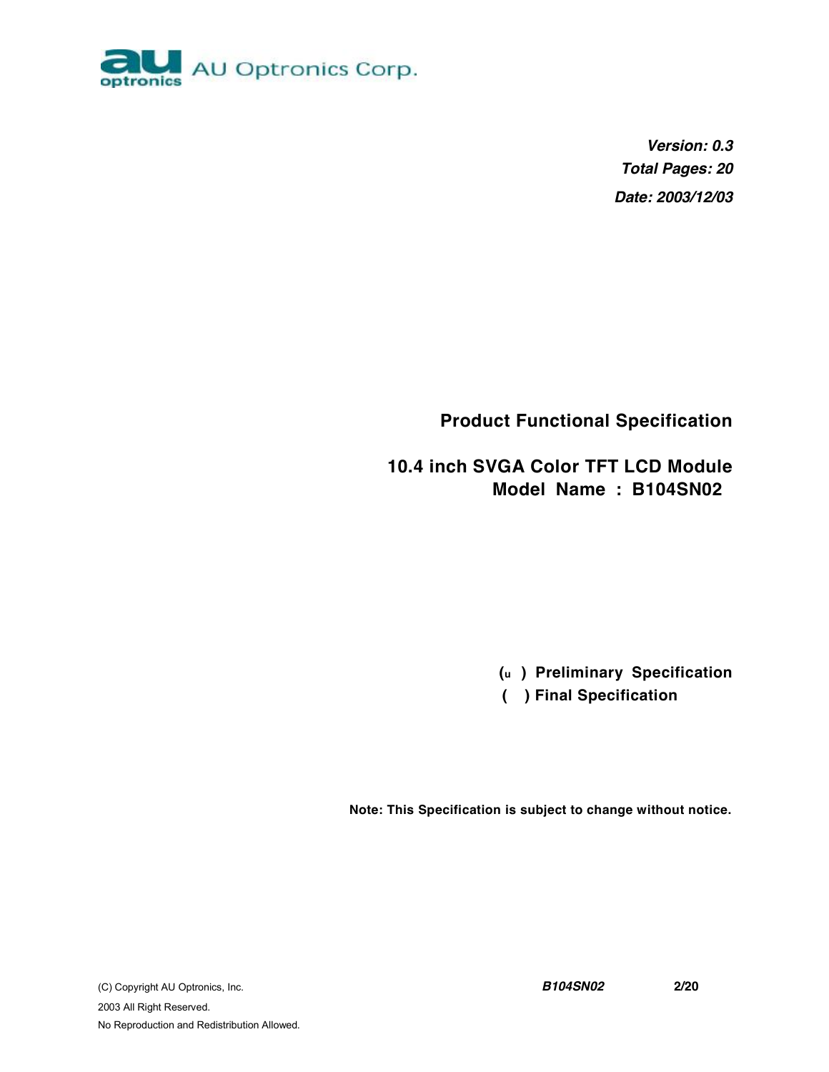AU Optronics Corp.

***Version: 0.3***

***Total Pages: 20***

***Date: 2003/12/03***

## Product Functional Specification

## 10.4 inch SVGA Color TFT LCD Module
## Model Name : B104SN02

**(u ) Preliminary Specification**

**( ) Final Specification**

**Note: This Specification is subject to change without notice.**

(C) Copyright AU Optronics, Inc.
2003 All Right Reserved.
No Reproduction and Redistribution Allowed.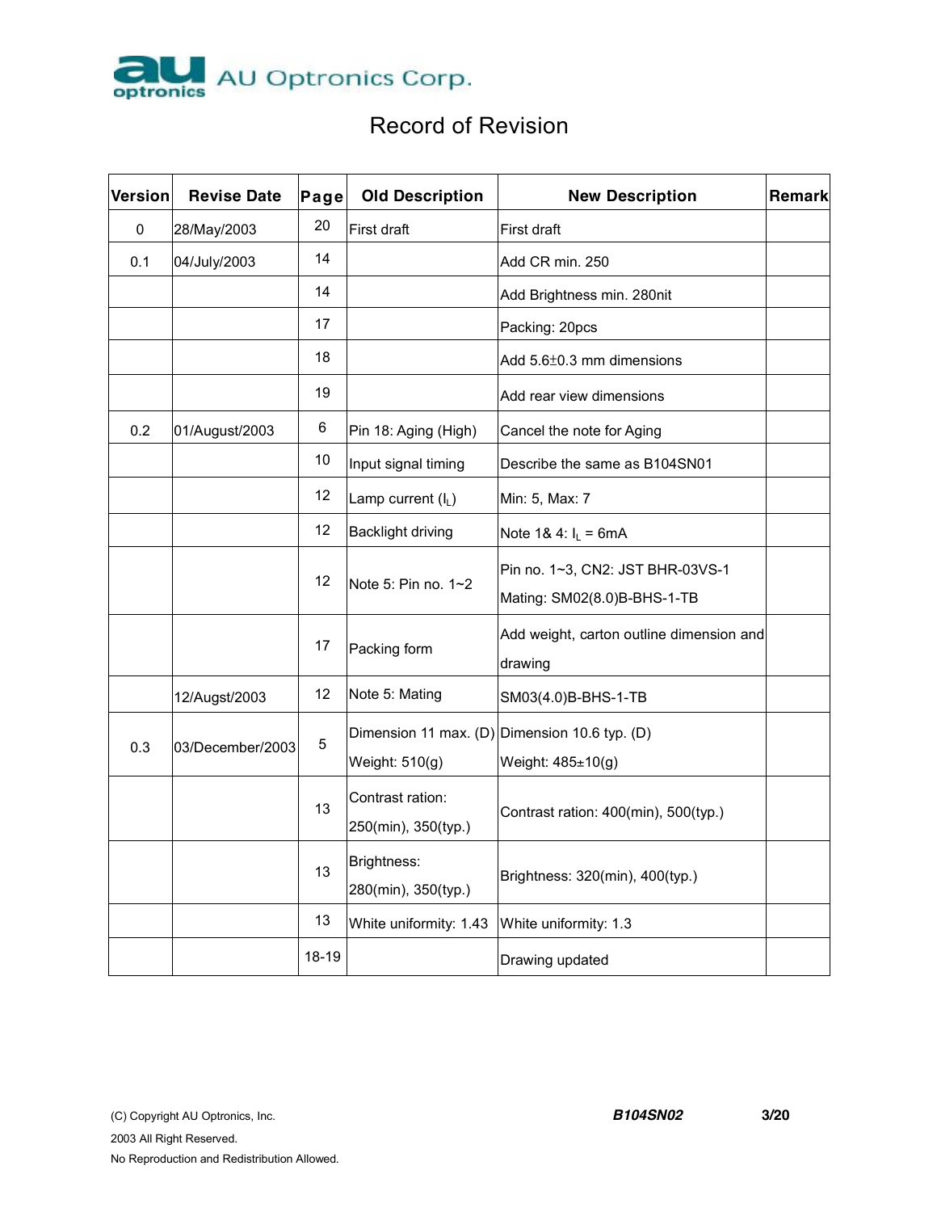AU Optronics Corp.

# Record of Revision

| Version | Revise Date | Page | Old Description | New Description | Remark |
|---|---|---|---|---|---|
| 0 | 28/May/2003 | 20 | First draft | First draft | |
| 0.1 | 04/July/2003 | 14 | | Add CR min. 250 | |
| | | 14 | | Add Brightness min. 280nit | |
| | | 17 | | Packing: 20pcs | |
| | | 18 | | Add 5.6±0.3 mm dimensions | |
| | | 19 | | Add rear view dimensions | |
| 0.2 | 01/August/2003 | 6 | Pin 18: Aging (High) | Cancel the note for Aging | |
| | | 10 | Input signal timing | Describe the same as B104SN01 | |
| | | 12 | Lamp current ($I_L$) | Min: 5, Max: 7 | |
| | | 12 | Backlight driving | Note 1& 4: $I_L$ = 6mA | |
| | | 12 | Note 5: Pin no. 1~2 | Pin no. 1~3, CN2: JST BHR-03VS-1<br>Mating: SM02(8.0)B-BHS-1-TB | |
| | | 17 | Packing form | Add weight, carton outline dimension and drawing | |
| | 12/Augst/2003 | 12 | Note 5: Mating | SM03(4.0)B-BHS-1-TB | |
| 0.3 | 03/December/2003 | 5 | Dimension 11 max. (D)<br>Weight: 510(g) | Dimension 10.6 typ. (D)<br>Weight: 485±10(g) | |
| | | 13 | Contrast ration:<br>250(min), 350(typ.) | Contrast ration: 400(min), 500(typ.) | |
| | | 13 | Brightness:<br>280(min), 350(typ.) | Brightness: 320(min), 400(typ.) | |
| | | 13 | White uniformity: 1.43 | White uniformity: 1.3 | |
| | | 18-19 | | Drawing updated | |

(C) Copyright AU Optronics, Inc.
2003 All Right Reserved.
No Reproduction and Redistribution Allowed.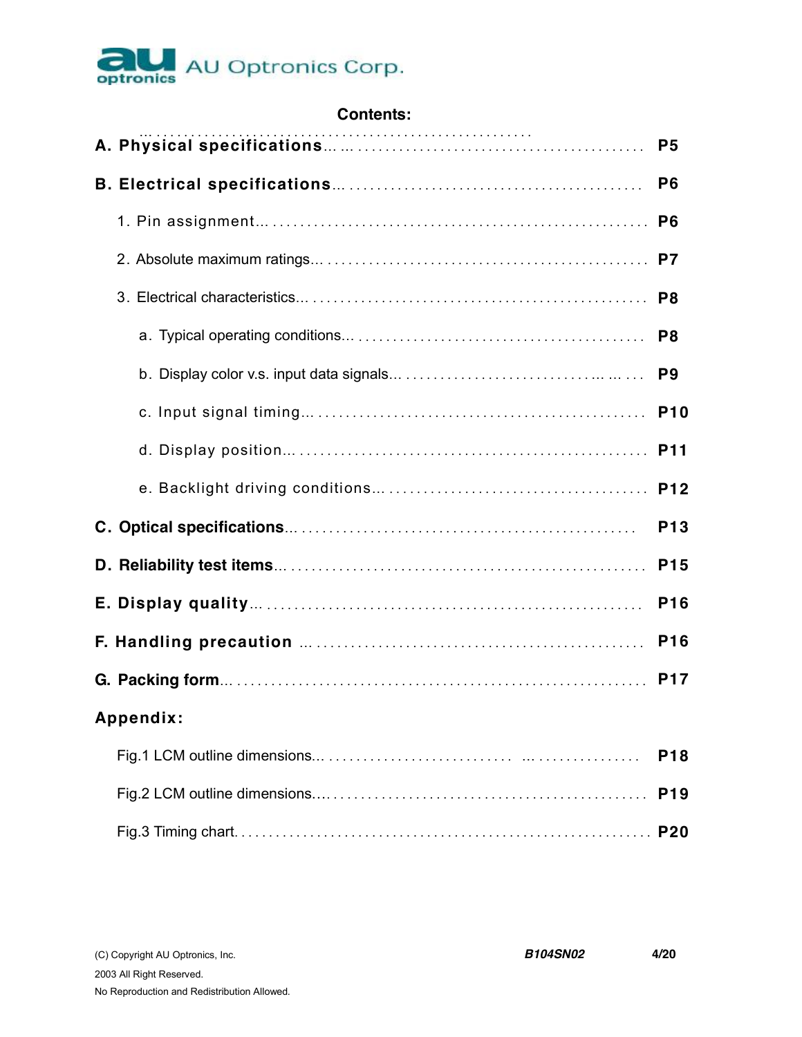# Contents:

**A. Physical specifications** ........................................ **P5**

**B. Electrical specifications** ........................................ **P6**

  1. Pin assignment ........................................ **P6**

  2. Absolute maximum ratings ........................................ **P7**

  3. Electrical characteristics ........................................ **P8**

    a. Typical operating conditions ........................................ **P8**

    b. Display color v.s. input data signals ........................................ **P9**

    c. Input signal timing ........................................ **P10**

    d. Display position ........................................ **P11**

    e. Backlight driving conditions ........................................ **P12**

**C. Optical specifications** ........................................ **P13**

**D. Reliability test items** ........................................ **P15**

**E. Display quality** ........................................ **P16**

**F. Handling precaution** ........................................ **P16**

**G. Packing form** ........................................ **P17**

**Appendix:**

  Fig.1 LCM outline dimensions ........................................ **P18**

  Fig.2 LCM outline dimensions ........................................ **P19**

  Fig.3 Timing chart ........................................ **P20**

(C) Copyright AU Optronics, Inc.
2003 All Right Reserved.
No Reproduction and Redistribution Allowed.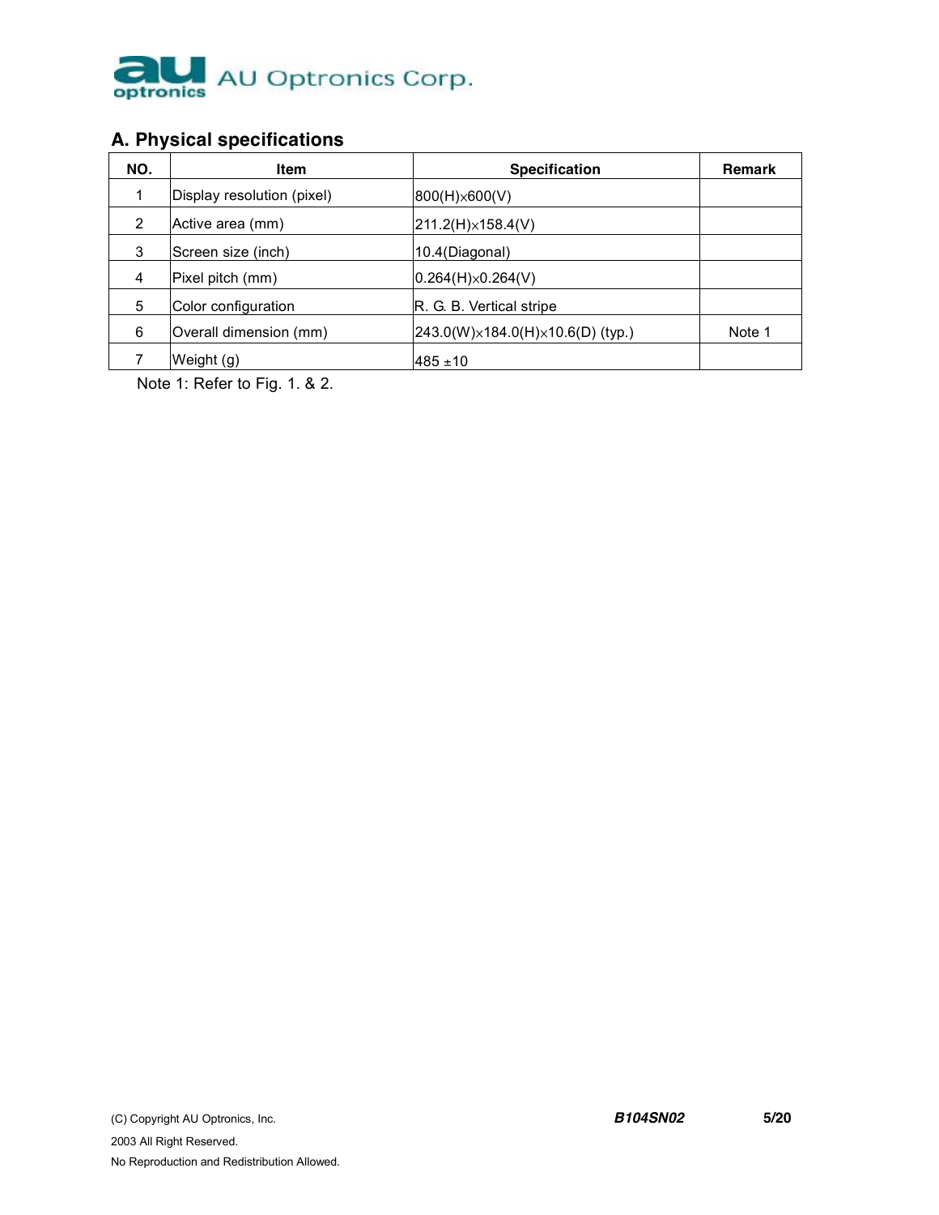## A. Physical specifications

| NO. | Item | Specification | Remark |
|---|---|---|---|
| 1 | Display resolution (pixel) | 800(H)×600(V) | |
| 2 | Active area (mm) | 211.2(H)×158.4(V) | |
| 3 | Screen size (inch) | 10.4(Diagonal) | |
| 4 | Pixel pitch (mm) | 0.264(H)×0.264(V) | |
| 5 | Color configuration | R. G. B. Vertical stripe | |
| 6 | Overall dimension (mm) | 243.0(W)×184.0(H)×10.6(D) (typ.) | Note 1 |
| 7 | Weight (g) | 485 ±10 | |

Note 1: Refer to Fig. 1. & 2.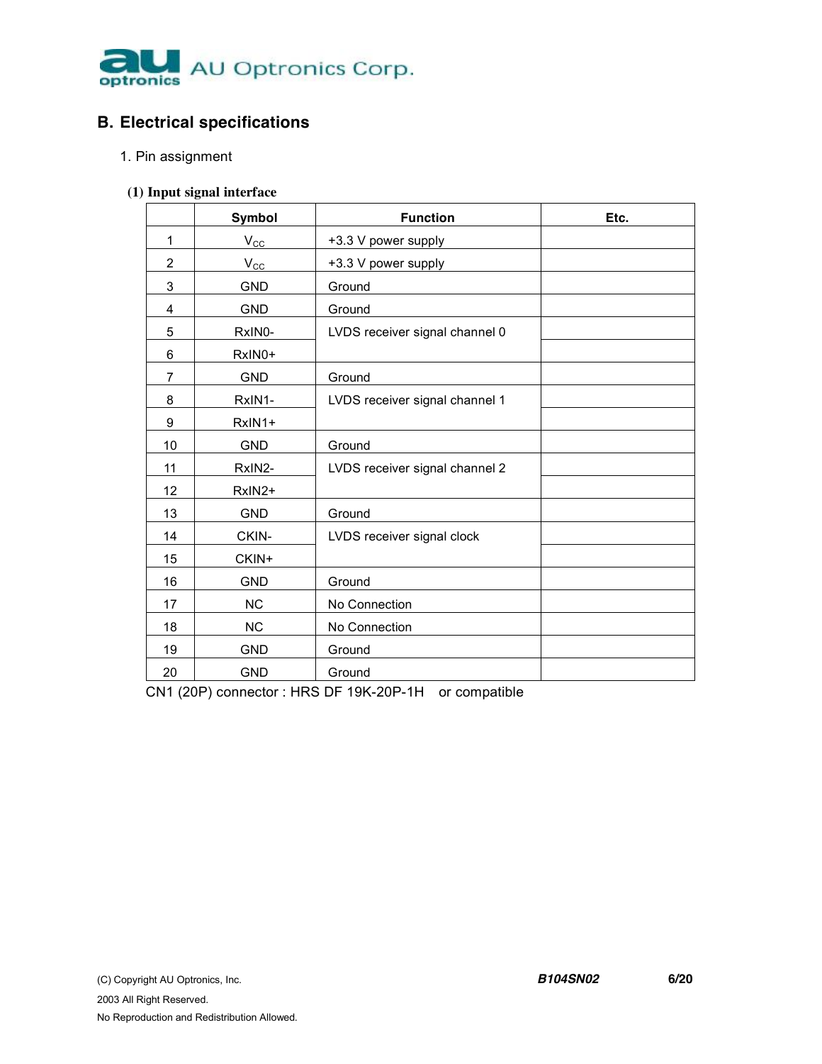## B. Electrical specifications

1. Pin assignment

**(1) Input signal interface**

| | Symbol | Function | Etc. |
|---|---|---|---|
| 1 | $V_{CC}$ | +3.3 V power supply | |
| 2 | $V_{CC}$ | +3.3 V power supply | |
| 3 | GND | Ground | |
| 4 | GND | Ground | |
| 5 | RxIN0- | LVDS receiver signal channel 0 | |
| 6 | RxIN0+ | | |
| 7 | GND | Ground | |
| 8 | RxIN1- | LVDS receiver signal channel 1 | |
| 9 | RxIN1+ | | |
| 10 | GND | Ground | |
| 11 | RxIN2- | LVDS receiver signal channel 2 | |
| 12 | RxIN2+ | | |
| 13 | GND | Ground | |
| 14 | CKIN- | LVDS receiver signal clock | |
| 15 | CKIN+ | | |
| 16 | GND | Ground | |
| 17 | NC | No Connection | |
| 18 | NC | No Connection | |
| 19 | GND | Ground | |
| 20 | GND | Ground | |

CN1 (20P) connector : HRS DF 19K-20P-1H or compatible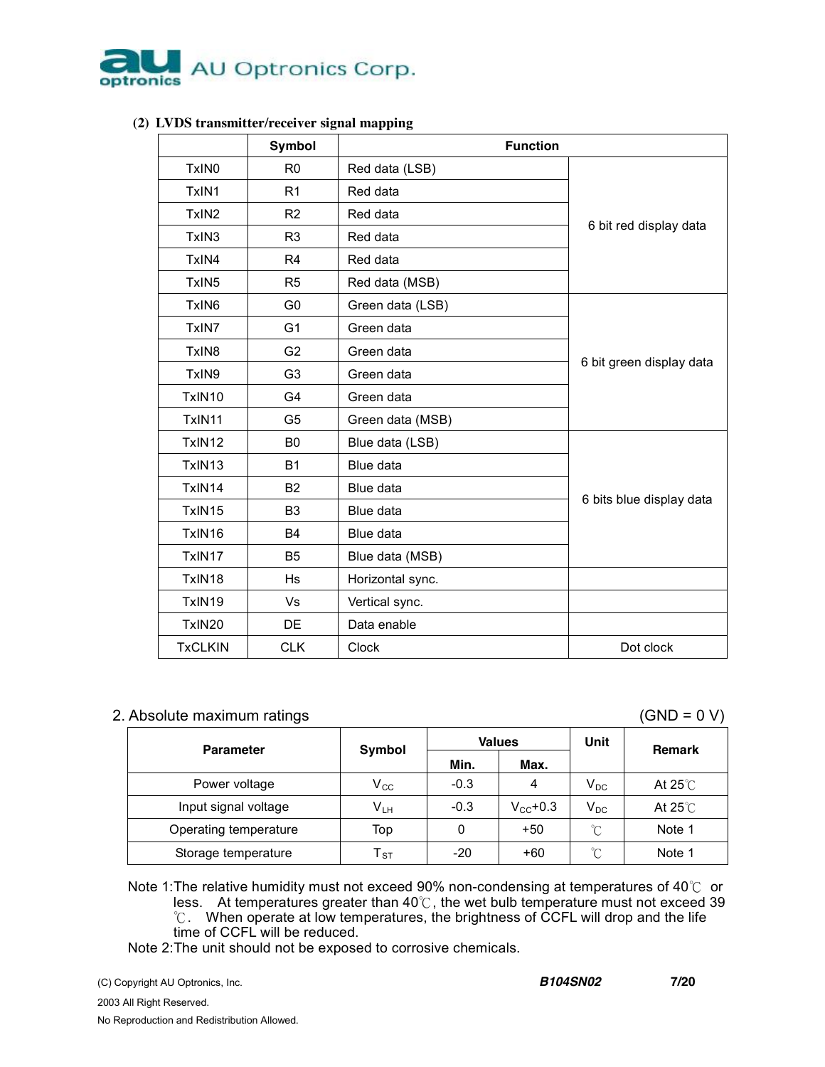**(2) LVDS transmitter/receiver signal mapping**

| | Symbol | Function | |
|---|---|---|---|
| TxIN0 | R0 | Red data (LSB) | 6 bit red display data |
| TxIN1 | R1 | Red data | |
| TxIN2 | R2 | Red data | |
| TxIN3 | R3 | Red data | |
| TxIN4 | R4 | Red data | |
| TxIN5 | R5 | Red data (MSB) | |
| TxIN6 | G0 | Green data (LSB) | 6 bit green display data |
| TxIN7 | G1 | Green data | |
| TxIN8 | G2 | Green data | |
| TxIN9 | G3 | Green data | |
| TxIN10 | G4 | Green data | |
| TxIN11 | G5 | Green data (MSB) | |
| TxIN12 | B0 | Blue data (LSB) | 6 bits blue display data |
| TxIN13 | B1 | Blue data | |
| TxIN14 | B2 | Blue data | |
| TxIN15 | B3 | Blue data | |
| TxIN16 | B4 | Blue data | |
| TxIN17 | B5 | Blue data (MSB) | |
| TxIN18 | Hs | Horizontal sync. | |
| TxIN19 | Vs | Vertical sync. | |
| TxIN20 | DE | Data enable | |
| TxCLKIN | CLK | Clock | Dot clock |

## 2. Absolute maximum ratings

(GND = 0 V)

| Parameter | Symbol | Values | | Unit | Remark |
|---|---|---|---|---|---|
| | | Min. | Max. | | |
| Power voltage | $V_{CC}$ | -0.3 | 4 | $V_{DC}$ | At 25℃ |
| Input signal voltage | $V_{LH}$ | -0.3 | $V_{CC}$+0.3 | $V_{DC}$ | At 25℃ |
| Operating temperature | Top | 0 | +50 | ℃ | Note 1 |
| Storage temperature | $T_{ST}$ | -20 | +60 | ℃ | Note 1 |

Note 1: The relative humidity must not exceed 90% non-condensing at temperatures of 40℃ or less. At temperatures greater than 40℃, the wet bulb temperature must not exceed 39 ℃. When operate at low temperatures, the brightness of CCFL will drop and the life time of CCFL will be reduced.

Note 2: The unit should not be exposed to corrosive chemicals.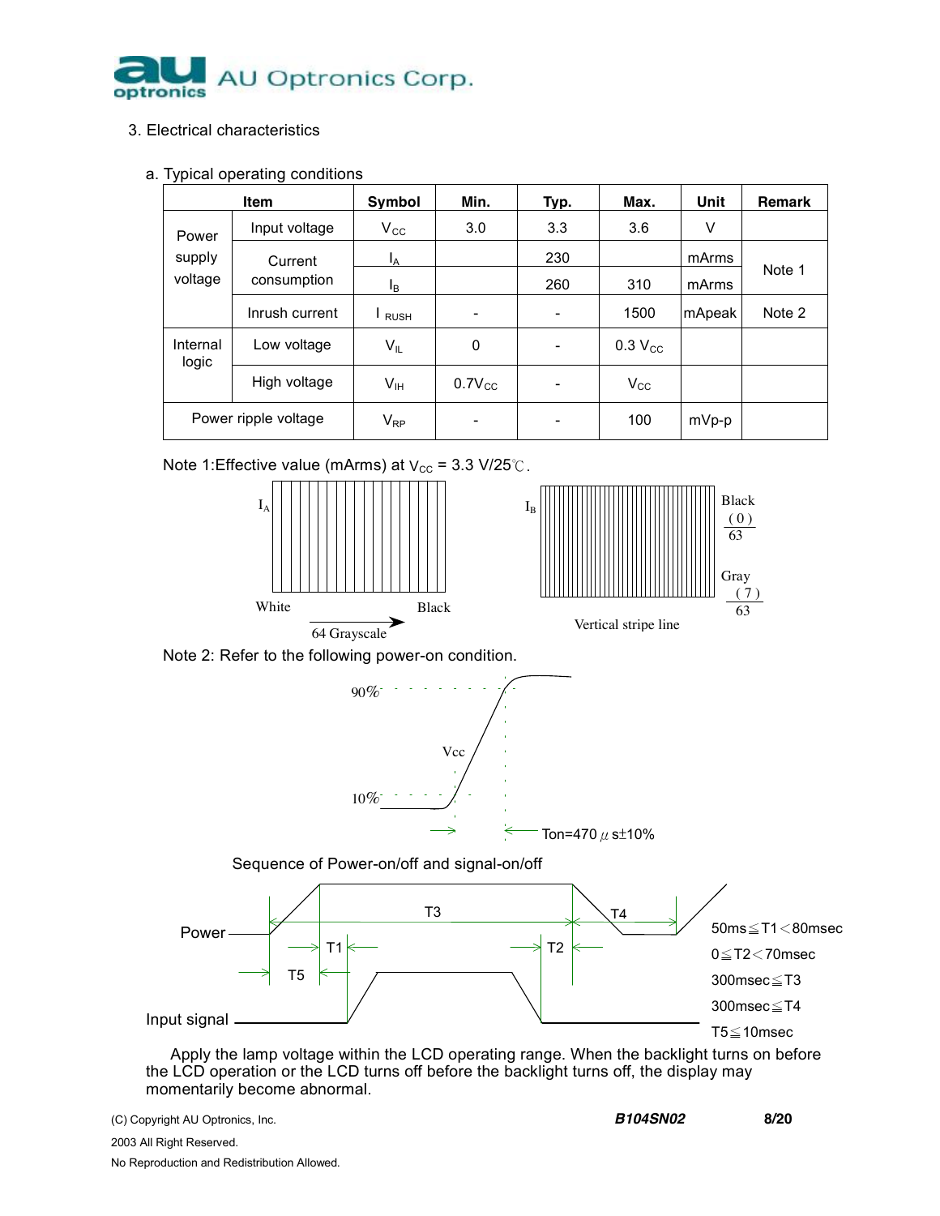## 3. Electrical characteristics

### a. Typical operating conditions

| Item | | Symbol | Min. | Typ. | Max. | Unit | Remark |
|---|---|---|---|---|---|---|---|
| Power supply voltage | Input voltage | $V_{CC}$ | 3.0 | 3.3 | 3.6 | V | |
| | Current consumption | $I_A$ | | 230 | | mArms | Note 1 |
| | | $I_B$ | | 260 | 310 | mArms | |
| | Inrush current | $I_{RUSH}$ | - | - | 1500 | mApeak | Note 2 |
| Internal logic | Low voltage | $V_{IL}$ | 0 | - | 0.3 $V_{CC}$ | | |
| | High voltage | $V_{IH}$ | 0.7$V_{CC}$ | - | $V_{CC}$ | | |
| Power ripple voltage | | $V_{RP}$ | - | - | 100 | mVp-p | |

Note 1:Effective value (mArms) at $V_{CC}$ = 3.3 V/25℃.

$I_A$: White → Black, 64 Grayscale

$I_B$: Vertical stripe line — Black (0)/63, Gray (7)/63

Note 2: Refer to the following power-on condition.

90%, 10%, Vcc, Ton=470 μs±10%

Sequence of Power-on/off and signal-on/off

Power, Input signal, T1, T2, T3, T4, T5

- 50ms ≦ T1 < 80msec
- 0 ≦ T2 < 70msec
- 300msec ≦ T3
- 300msec ≦ T4
- T5 ≦ 10msec

Apply the lamp voltage within the LCD operating range. When the backlight turns on before the LCD operation or the LCD turns off before the backlight turns off, the display may momentarily become abnormal.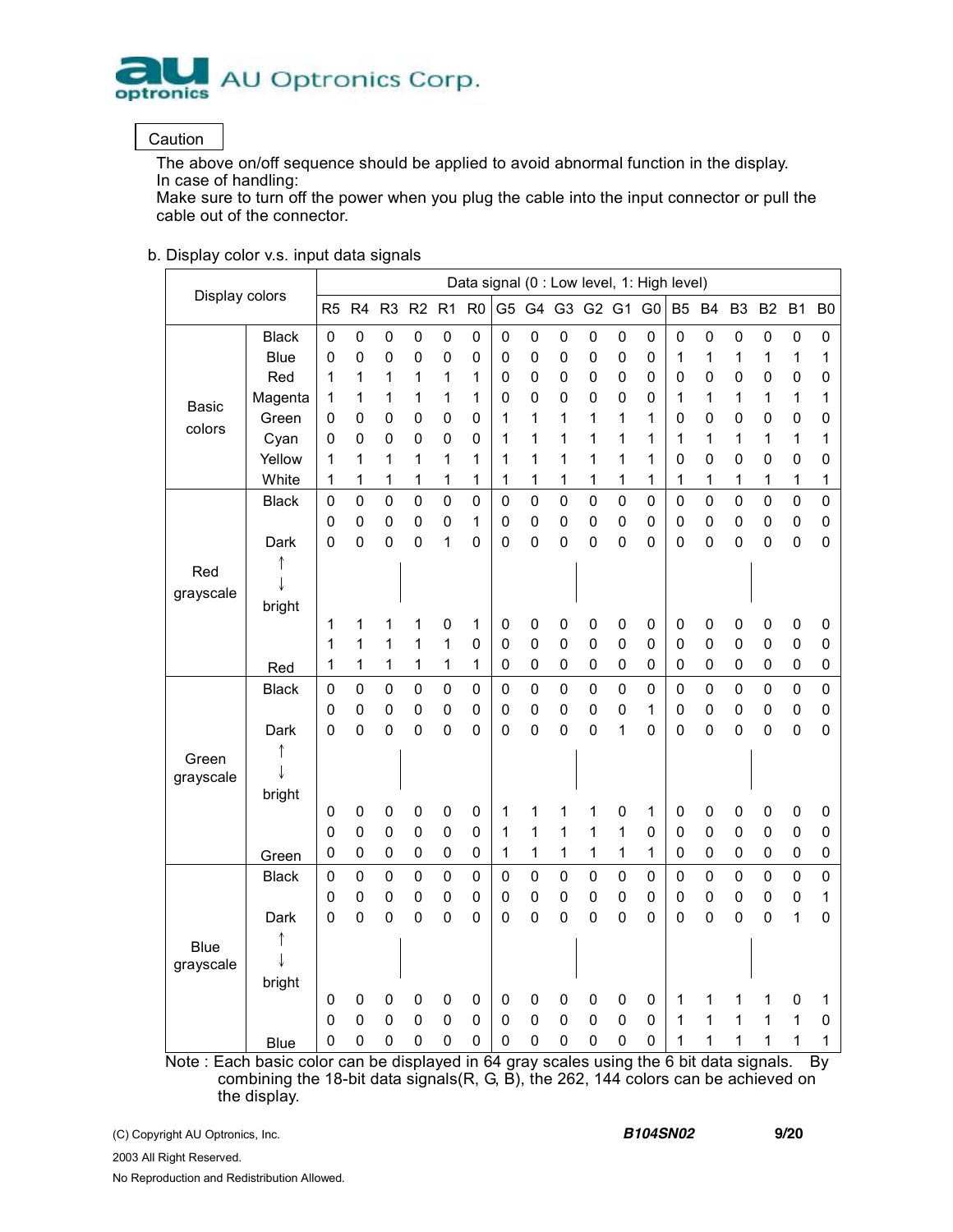Caution

The above on/off sequence should be applied to avoid abnormal function in the display.
In case of handling:
Make sure to turn off the power when you plug the cable into the input connector or pull the cable out of the connector.

b. Display color v.s. input data signals

| Display colors | | Data signal (0 : Low level, 1: High level) | | | | | | | | | | | | | | | | | |
|---|---|---|---|---|---|---|---|---|---|---|---|---|---|---|---|---|---|---|---|
| | | R5 | R4 | R3 | R2 | R1 | R0 | G5 | G4 | G3 | G2 | G1 | G0 | B5 | B4 | B3 | B2 | B1 | B0 |
| Basic colors | Black | 0 | 0 | 0 | 0 | 0 | 0 | 0 | 0 | 0 | 0 | 0 | 0 | 0 | 0 | 0 | 0 | 0 | 0 |
| | Blue | 0 | 0 | 0 | 0 | 0 | 0 | 0 | 0 | 0 | 0 | 0 | 0 | 1 | 1 | 1 | 1 | 1 | 1 |
| | Red | 1 | 1 | 1 | 1 | 1 | 1 | 0 | 0 | 0 | 0 | 0 | 0 | 0 | 0 | 0 | 0 | 0 | 0 |
| | Magenta | 1 | 1 | 1 | 1 | 1 | 1 | 0 | 0 | 0 | 0 | 0 | 0 | 1 | 1 | 1 | 1 | 1 | 1 |
| | Green | 0 | 0 | 0 | 0 | 0 | 0 | 1 | 1 | 1 | 1 | 1 | 1 | 0 | 0 | 0 | 0 | 0 | 0 |
| | Cyan | 0 | 0 | 0 | 0 | 0 | 0 | 1 | 1 | 1 | 1 | 1 | 1 | 1 | 1 | 1 | 1 | 1 | 1 |
| | Yellow | 1 | 1 | 1 | 1 | 1 | 1 | 1 | 1 | 1 | 1 | 1 | 1 | 0 | 0 | 0 | 0 | 0 | 0 |
| | White | 1 | 1 | 1 | 1 | 1 | 1 | 1 | 1 | 1 | 1 | 1 | 1 | 1 | 1 | 1 | 1 | 1 | 1 |
| Red grayscale | Black | 0 | 0 | 0 | 0 | 0 | 0 | 0 | 0 | 0 | 0 | 0 | 0 | 0 | 0 | 0 | 0 | 0 | 0 |
| | | 0 | 0 | 0 | 0 | 0 | 1 | 0 | 0 | 0 | 0 | 0 | 0 | 0 | 0 | 0 | 0 | 0 | 0 |
| | Dark | 0 | 0 | 0 | 0 | 1 | 0 | 0 | 0 | 0 | 0 | 0 | 0 | 0 | 0 | 0 | 0 | 0 | 0 |
| | ↑<br>↓ | | | \| | | | | | | | \| | | | | | | \| | | |
| | bright | | | | | | | | | | | | | | | | | | |
| | | 1 | 1 | 1 | 1 | 0 | 1 | 0 | 0 | 0 | 0 | 0 | 0 | 0 | 0 | 0 | 0 | 0 | 0 |
| | | 1 | 1 | 1 | 1 | 1 | 0 | 0 | 0 | 0 | 0 | 0 | 0 | 0 | 0 | 0 | 0 | 0 | 0 |
| | Red | 1 | 1 | 1 | 1 | 1 | 1 | 0 | 0 | 0 | 0 | 0 | 0 | 0 | 0 | 0 | 0 | 0 | 0 |
| Green grayscale | Black | 0 | 0 | 0 | 0 | 0 | 0 | 0 | 0 | 0 | 0 | 0 | 0 | 0 | 0 | 0 | 0 | 0 | 0 |
| | | 0 | 0 | 0 | 0 | 0 | 0 | 0 | 0 | 0 | 0 | 0 | 1 | 0 | 0 | 0 | 0 | 0 | 0 |
| | Dark | 0 | 0 | 0 | 0 | 0 | 0 | 0 | 0 | 0 | 0 | 1 | 0 | 0 | 0 | 0 | 0 | 0 | 0 |
| | ↑<br>↓ | | | \| | | | | | | | \| | | | | | | \| | | |
| | bright | | | | | | | | | | | | | | | | | | |
| | | 0 | 0 | 0 | 0 | 0 | 0 | 1 | 1 | 1 | 1 | 0 | 1 | 0 | 0 | 0 | 0 | 0 | 0 |
| | | 0 | 0 | 0 | 0 | 0 | 0 | 1 | 1 | 1 | 1 | 1 | 0 | 0 | 0 | 0 | 0 | 0 | 0 |
| | Green | 0 | 0 | 0 | 0 | 0 | 0 | 1 | 1 | 1 | 1 | 1 | 1 | 0 | 0 | 0 | 0 | 0 | 0 |
| Blue grayscale | Black | 0 | 0 | 0 | 0 | 0 | 0 | 0 | 0 | 0 | 0 | 0 | 0 | 0 | 0 | 0 | 0 | 0 | 0 |
| | | 0 | 0 | 0 | 0 | 0 | 0 | 0 | 0 | 0 | 0 | 0 | 0 | 0 | 0 | 0 | 0 | 0 | 1 |
| | Dark | 0 | 0 | 0 | 0 | 0 | 0 | 0 | 0 | 0 | 0 | 0 | 0 | 0 | 0 | 0 | 0 | 1 | 0 |
| | ↑<br>↓ | | | \| | | | | | | | \| | | | | | | \| | | |
| | bright | | | | | | | | | | | | | | | | | | |
| | | 0 | 0 | 0 | 0 | 0 | 0 | 0 | 0 | 0 | 0 | 0 | 0 | 1 | 1 | 1 | 1 | 0 | 1 |
| | | 0 | 0 | 0 | 0 | 0 | 0 | 0 | 0 | 0 | 0 | 0 | 0 | 1 | 1 | 1 | 1 | 1 | 0 |
| | Blue | 0 | 0 | 0 | 0 | 0 | 0 | 0 | 0 | 0 | 0 | 0 | 0 | 1 | 1 | 1 | 1 | 1 | 1 |

Note : Each basic color can be displayed in 64 gray scales using the 6 bit data signals. By combining the 18-bit data signals(R, G, B), the 262, 144 colors can be achieved on the display.

(C) Copyright AU Optronics, Inc.
2003 All Right Reserved.
No Reproduction and Redistribution Allowed.

***B104SN02***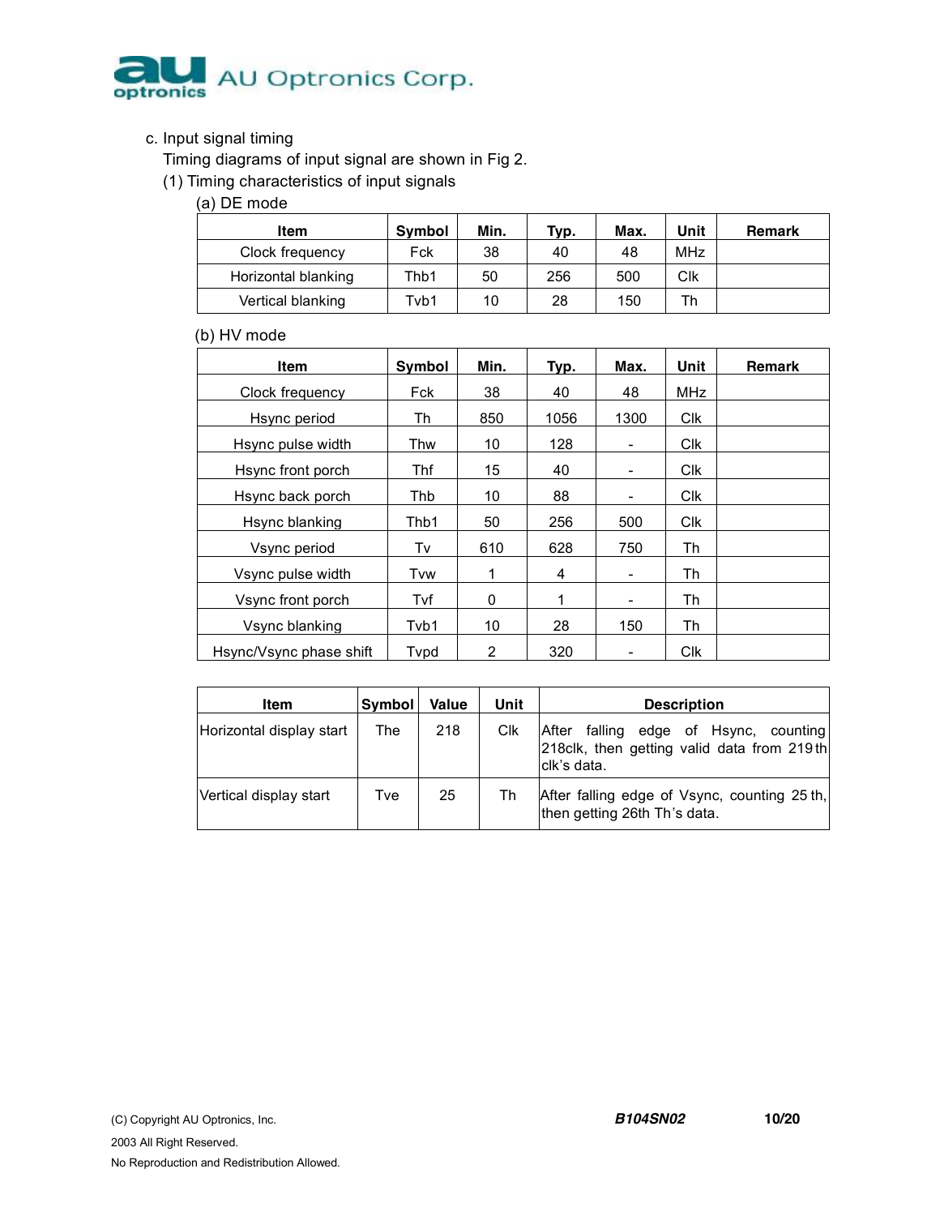c. Input signal timing

Timing diagrams of input signal are shown in Fig 2.

(1) Timing characteristics of input signals

(a) DE mode

| Item | Symbol | Min. | Typ. | Max. | Unit | Remark |
|---|---|---|---|---|---|---|
| Clock frequency | Fck | 38 | 40 | 48 | MHz | |
| Horizontal blanking | Thb1 | 50 | 256 | 500 | Clk | |
| Vertical blanking | Tvb1 | 10 | 28 | 150 | Th | |

(b) HV mode

| Item | Symbol | Min. | Typ. | Max. | Unit | Remark |
|---|---|---|---|---|---|---|
| Clock frequency | Fck | 38 | 40 | 48 | MHz | |
| Hsync period | Th | 850 | 1056 | 1300 | Clk | |
| Hsync pulse width | Thw | 10 | 128 | - | Clk | |
| Hsync front porch | Thf | 15 | 40 | - | Clk | |
| Hsync back porch | Thb | 10 | 88 | - | Clk | |
| Hsync blanking | Thb1 | 50 | 256 | 500 | Clk | |
| Vsync period | Tv | 610 | 628 | 750 | Th | |
| Vsync pulse width | Tvw | 1 | 4 | - | Th | |
| Vsync front porch | Tvf | 0 | 1 | - | Th | |
| Vsync blanking | Tvb1 | 10 | 28 | 150 | Th | |
| Hsync/Vsync phase shift | Tvpd | 2 | 320 | - | Clk | |

| Item | Symbol | Value | Unit | Description |
|---|---|---|---|---|
| Horizontal display start | The | 218 | Clk | After falling edge of Hsync, counting 218clk, then getting valid data from 219th clk's data. |
| Vertical display start | Tve | 25 | Th | After falling edge of Vsync, counting 25th, then getting 26th Th's data. |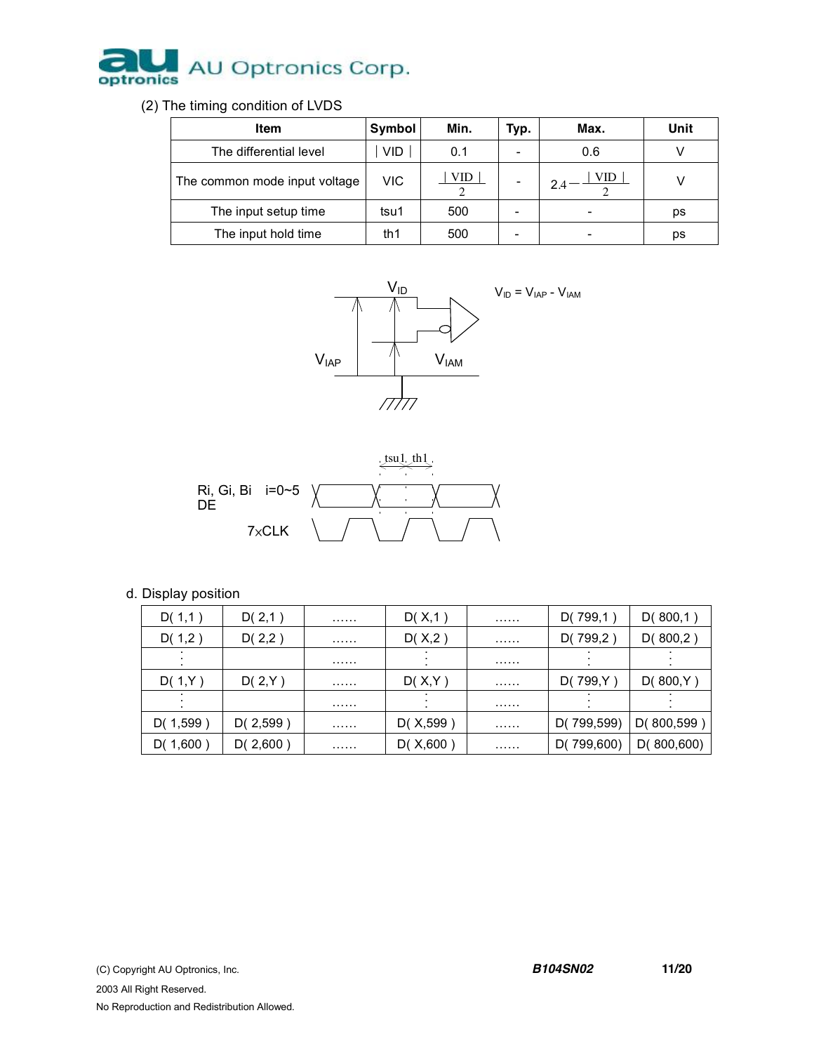(2) The timing condition of LVDS

| Item | Symbol | Min. | Typ. | Max. | Unit |
|---|---|---|---|---|---|
| The differential level | ∣VID∣ | 0.1 | - | 0.6 | V |
| The common mode input voltage | VIC | $\frac{\mid VID \mid}{2}$ | - | $2.4 - \frac{\mid VID \mid}{2}$ | V |
| The input setup time | tsu1 | 500 | - | - | ps |
| The input hold time | th1 | 500 | - | - | ps |

$V_{ID}$

$V_{ID} = V_{IAP} - V_{IAM}$

$V_{IAP}$ $V_{IAM}$

tsu1 th1

Ri, Gi, Bi i=0~5
DE

7×CLK

d. Display position

| D( 1,1 ) | D( 2,1 ) | …… | D( X,1 ) | …… | D( 799,1 ) | D( 800,1 ) |
|---|---|---|---|---|---|---|
| D( 1,2 ) | D( 2,2 ) | …… | D( X,2 ) | …… | D( 799,2 ) | D( 800,2 ) |
| ⋮ | | …… | ⋮ | …… | ⋮ | ⋮ |
| D( 1,Y ) | D( 2,Y ) | …… | D( X,Y ) | …… | D( 799,Y ) | D( 800,Y ) |
| ⋮ | | …… | ⋮ | …… | ⋮ | ⋮ |
| D( 1,599 ) | D( 2,599 ) | …… | D( X,599 ) | …… | D( 799,599) | D( 800,599 ) |
| D( 1,600 ) | D( 2,600 ) | …… | D( X,600 ) | …… | D( 799,600) | D( 800,600) |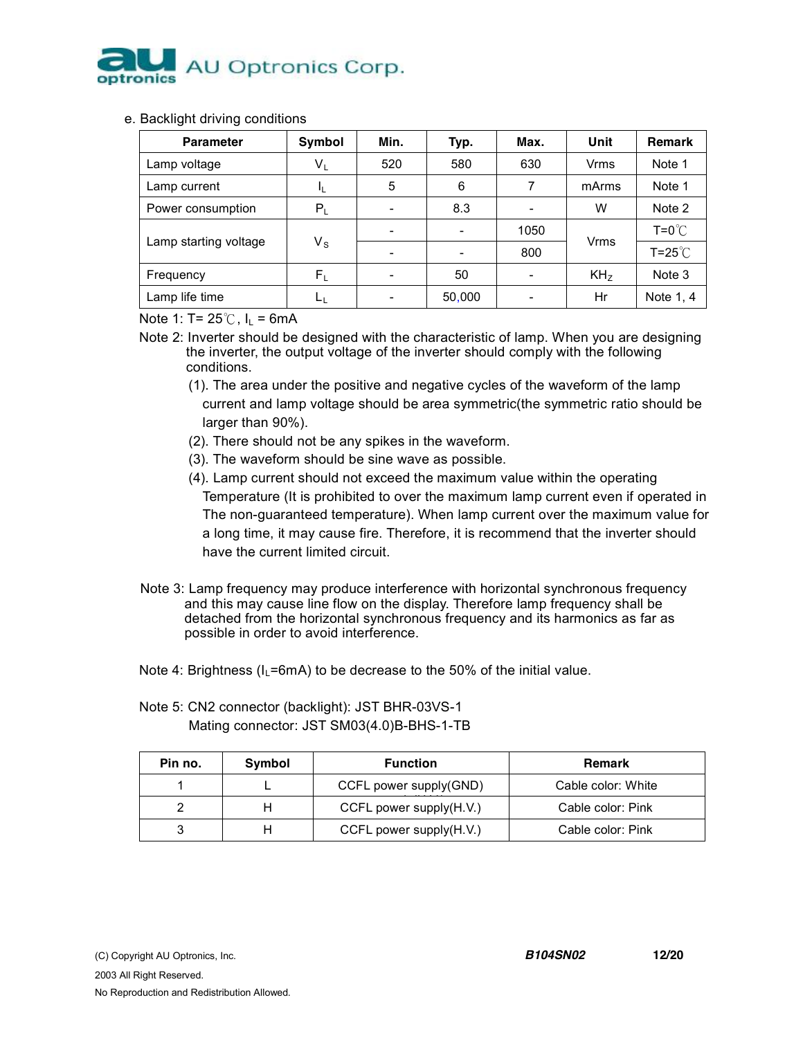e. Backlight driving conditions

| Parameter | Symbol | Min. | Typ. | Max. | Unit | Remark |
|---|---|---|---|---|---|---|
| Lamp voltage | $V_L$ | 520 | 580 | 630 | Vrms | Note 1 |
| Lamp current | $I_L$ | 5 | 6 | 7 | mArms | Note 1 |
| Power consumption | $P_L$ | - | 8.3 | - | W | Note 2 |
| Lamp starting voltage | $V_S$ | - | - | 1050 | Vrms | T=0℃ |
| | | - | - | 800 | | T=25℃ |
| Frequency | $F_L$ | - | 50 | - | $KH_Z$ | Note 3 |
| Lamp life time | $L_L$ | - | 50,000 | - | Hr | Note 1, 4 |

Note 1: T= 25℃, $I_L$ = 6mA

Note 2: Inverter should be designed with the characteristic of lamp. When you are designing the inverter, the output voltage of the inverter should comply with the following conditions.

(1). The area under the positive and negative cycles of the waveform of the lamp current and lamp voltage should be area symmetric(the symmetric ratio should be larger than 90%).

(2). There should not be any spikes in the waveform.

(3). The waveform should be sine wave as possible.

(4). Lamp current should not exceed the maximum value within the operating Temperature (It is prohibited to over the maximum lamp current even if operated in The non-guaranteed temperature). When lamp current over the maximum value for a long time, it may cause fire. Therefore, it is recommend that the inverter should have the current limited circuit.

Note 3: Lamp frequency may produce interference with horizontal synchronous frequency and this may cause line flow on the display. Therefore lamp frequency shall be detached from the horizontal synchronous frequency and its harmonics as far as possible in order to avoid interference.

Note 4: Brightness ($I_L$=6mA) to be decrease to the 50% of the initial value.

Note 5: CN2 connector (backlight): JST BHR-03VS-1
Mating connector: JST SM03(4.0)B-BHS-1-TB

| Pin no. | Symbol | Function | Remark |
|---|---|---|---|
| 1 | L | CCFL power supply(GND) | Cable color: White |
| 2 | H | CCFL power supply(H.V.) | Cable color: Pink |
| 3 | H | CCFL power supply(H.V.) | Cable color: Pink |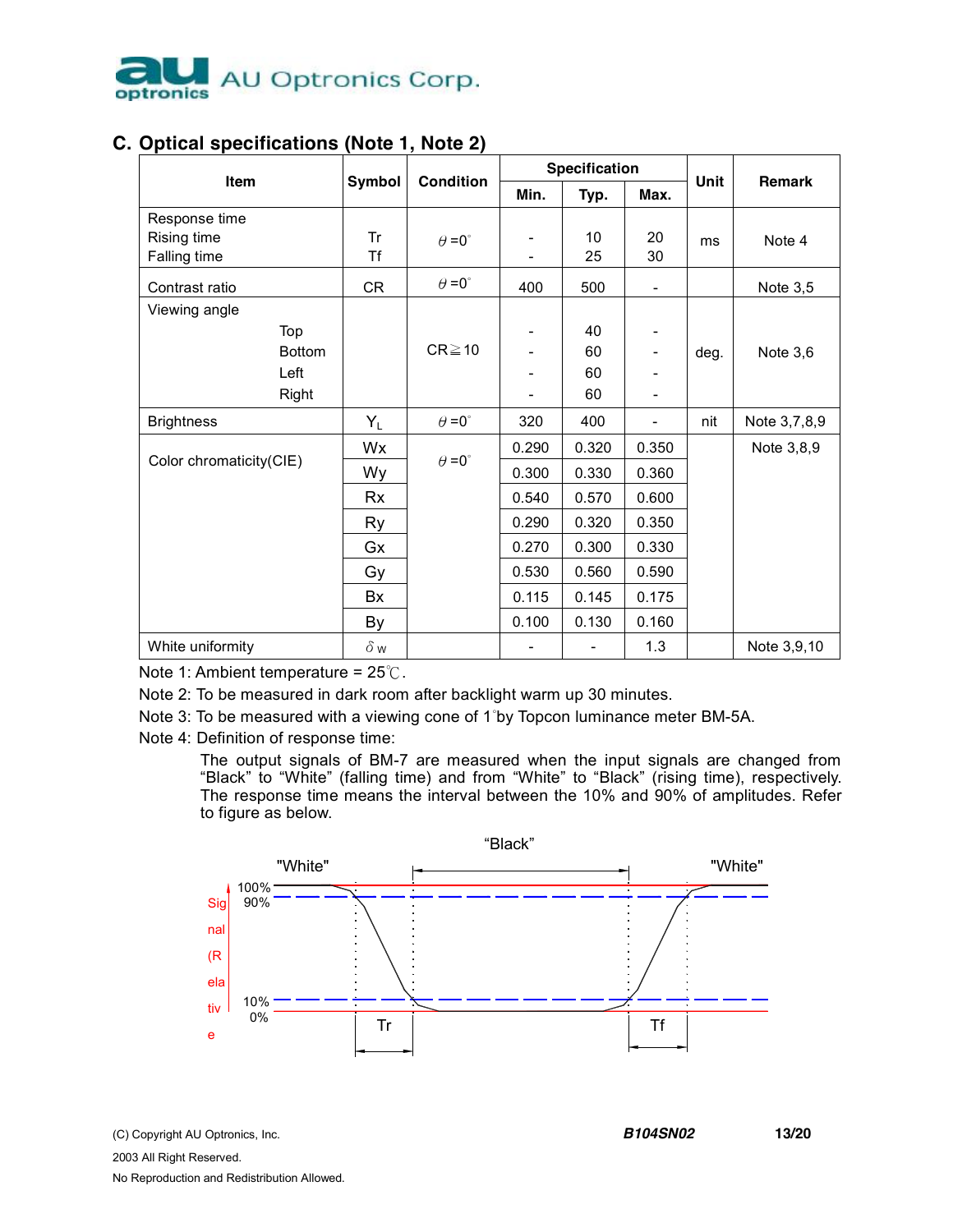## C. Optical specifications (Note 1, Note 2)

| Item | Symbol | Condition | Specification | | | Unit | Remark |
|---|---|---|---|---|---|---|---|
| | | | Min. | Typ. | Max. | | |
| Response time<br>Rising time<br>Falling time | <br>Tr<br>Tf | θ=0° | <br>-<br>- | <br>10<br>25 | <br>20<br>30 | ms | Note 4 |
| Contrast ratio | CR | θ=0° | 400 | 500 | - | | Note 3,5 |
| Viewing angle<br>Top<br>Bottom<br>Left<br>Right | | CR≧10 | <br>-<br>-<br>-<br>- | <br>40<br>60<br>60<br>60 | <br>-<br>-<br>-<br>- | deg. | Note 3,6 |
| Brightness | $Y_L$ | θ=0° | 320 | 400 | - | nit | Note 3,7,8,9 |
| Color chromaticity(CIE) | Wx | θ=0° | 0.290 | 0.320 | 0.350 | | Note 3,8,9 |
| | Wy | | 0.300 | 0.330 | 0.360 | | |
| | Rx | | 0.540 | 0.570 | 0.600 | | |
| | Ry | | 0.290 | 0.320 | 0.350 | | |
| | Gx | | 0.270 | 0.300 | 0.330 | | |
| | Gy | | 0.530 | 0.560 | 0.590 | | |
| | Bx | | 0.115 | 0.145 | 0.175 | | |
| | By | | 0.100 | 0.130 | 0.160 | | |
| White uniformity | $\delta_W$ | | - | - | 1.3 | | Note 3,9,10 |

Note 1: Ambient temperature = 25℃.

Note 2: To be measured in dark room after backlight warm up 30 minutes.

Note 3: To be measured with a viewing cone of 1°by Topcon luminance meter BM-5A.

Note 4: Definition of response time:

The output signals of BM-7 are measured when the input signals are changed from "Black" to "White" (falling time) and from "White" to "Black" (rising time), respectively. The response time means the interval between the 10% and 90% of amplitudes. Refer to figure as below.

"Black"

"White" "White"

Signal (Relative)

100%
90%
10%
0%

Tr Tf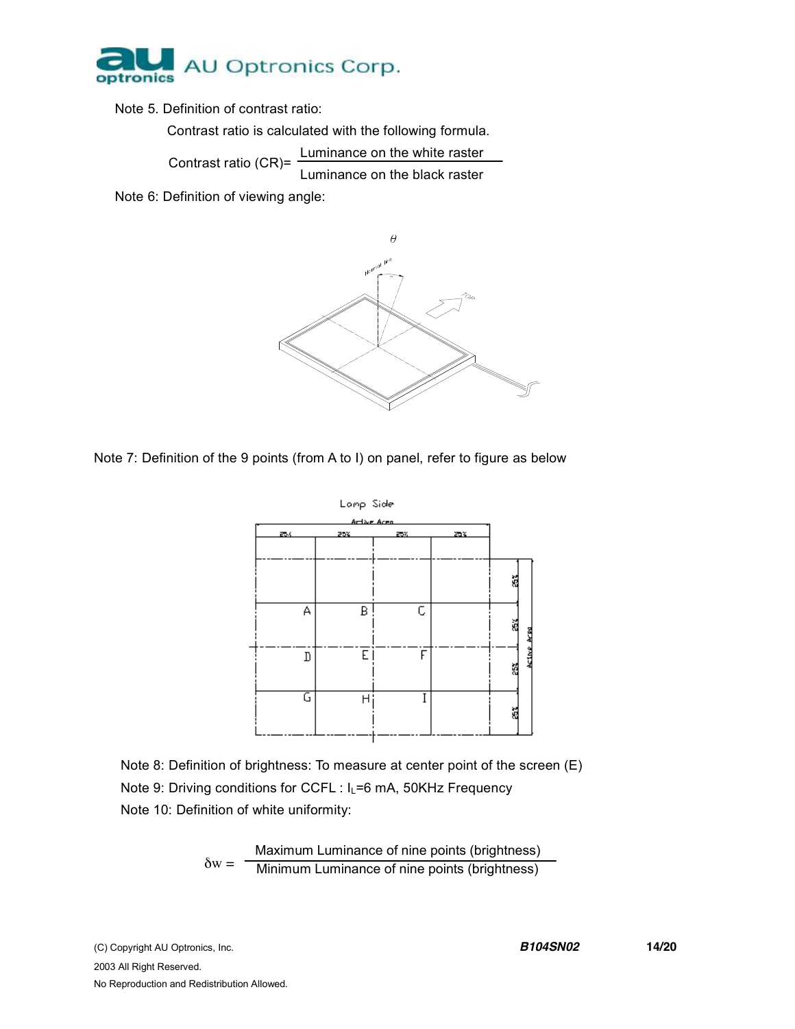Note 5. Definition of contrast ratio:

Contrast ratio is calculated with the following formula.

$$\text{Contrast ratio (CR)} = \frac{\text{Luminance on the white raster}}{\text{Luminance on the black raster}}$$

Note 6: Definition of viewing angle:

Note 7: Definition of the 9 points (from A to I) on panel, refer to figure as below

Note 8: Definition of brightness: To measure at center point of the screen (E)

Note 9: Driving conditions for CCFL : $I_L$=6 mA, 50KHz Frequency

Note 10: Definition of white uniformity:

$$\delta w = \frac{\text{Maximum Luminance of nine points (brightness)}}{\text{Minimum Luminance of nine points (brightness)}}$$

(C) Copyright AU Optronics, Inc.
2003 All Right Reserved.
No Reproduction and Redistribution Allowed.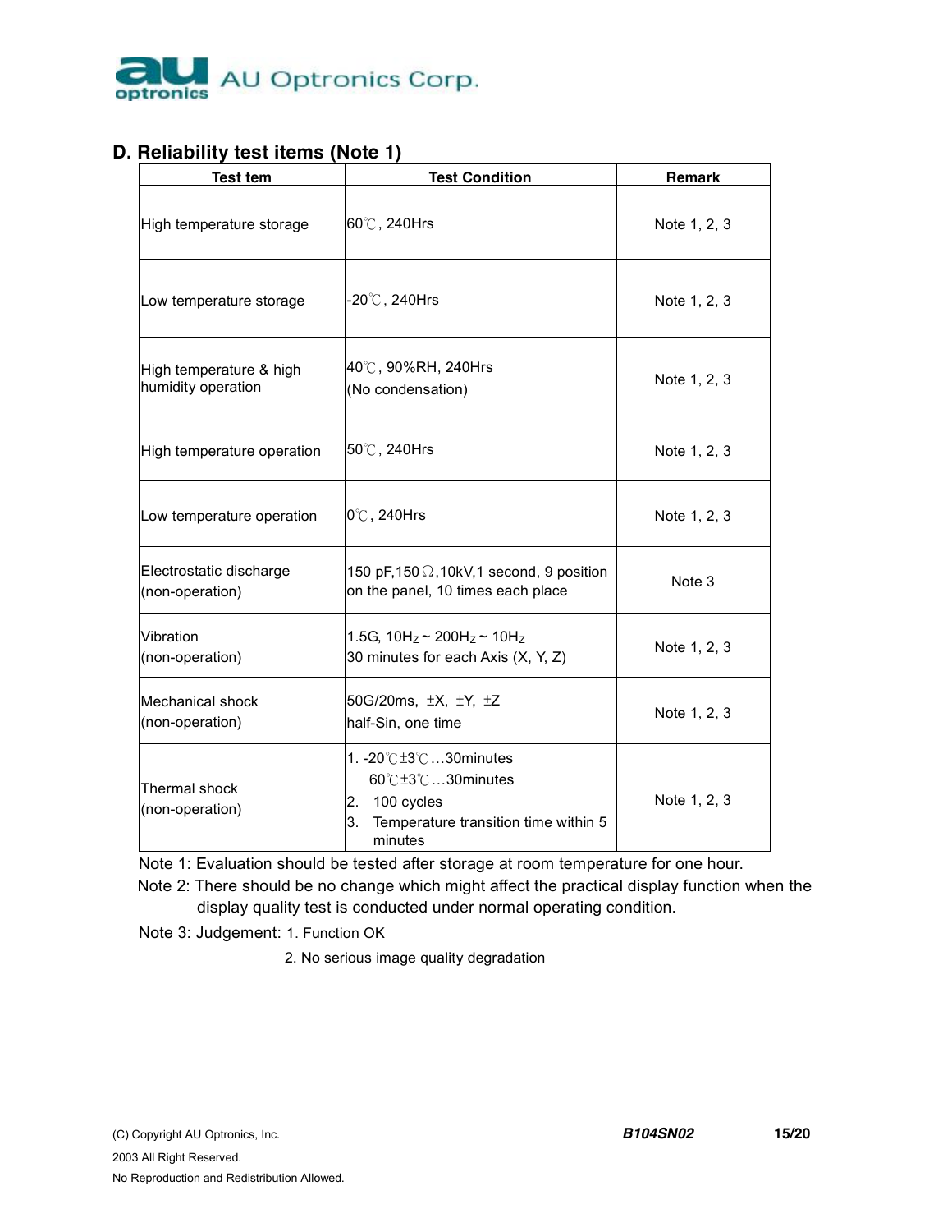## D. Reliability test items (Note 1)

| Test tem | Test Condition | Remark |
|---|---|---|
| High temperature storage | 60℃, 240Hrs | Note 1, 2, 3 |
| Low temperature storage | -20℃, 240Hrs | Note 1, 2, 3 |
| High temperature & high humidity operation | 40℃, 90%RH, 240Hrs (No condensation) | Note 1, 2, 3 |
| High temperature operation | 50℃, 240Hrs | Note 1, 2, 3 |
| Low temperature operation | 0℃, 240Hrs | Note 1, 2, 3 |
| Electrostatic discharge (non-operation) | 150 pF,150Ω,10kV,1 second, 9 position on the panel, 10 times each place | Note 3 |
| Vibration (non-operation) | 1.5G, $10H_Z$ ~ $200H_Z$ ~ $10H_Z$ 30 minutes for each Axis (X, Y, Z) | Note 1, 2, 3 |
| Mechanical shock (non-operation) | 50G/20ms, ±X, ±Y, ±Z half-Sin, one time | Note 1, 2, 3 |
| Thermal shock (non-operation) | 1. -20℃±3℃…30minutes 60℃±3℃…30minutes<br>2. 100 cycles<br>3. Temperature transition time within 5 minutes | Note 1, 2, 3 |

Note 1: Evaluation should be tested after storage at room temperature for one hour.

Note 2: There should be no change which might affect the practical display function when the display quality test is conducted under normal operating condition.

Note 3: Judgement: 1. Function OK

2. No serious image quality degradation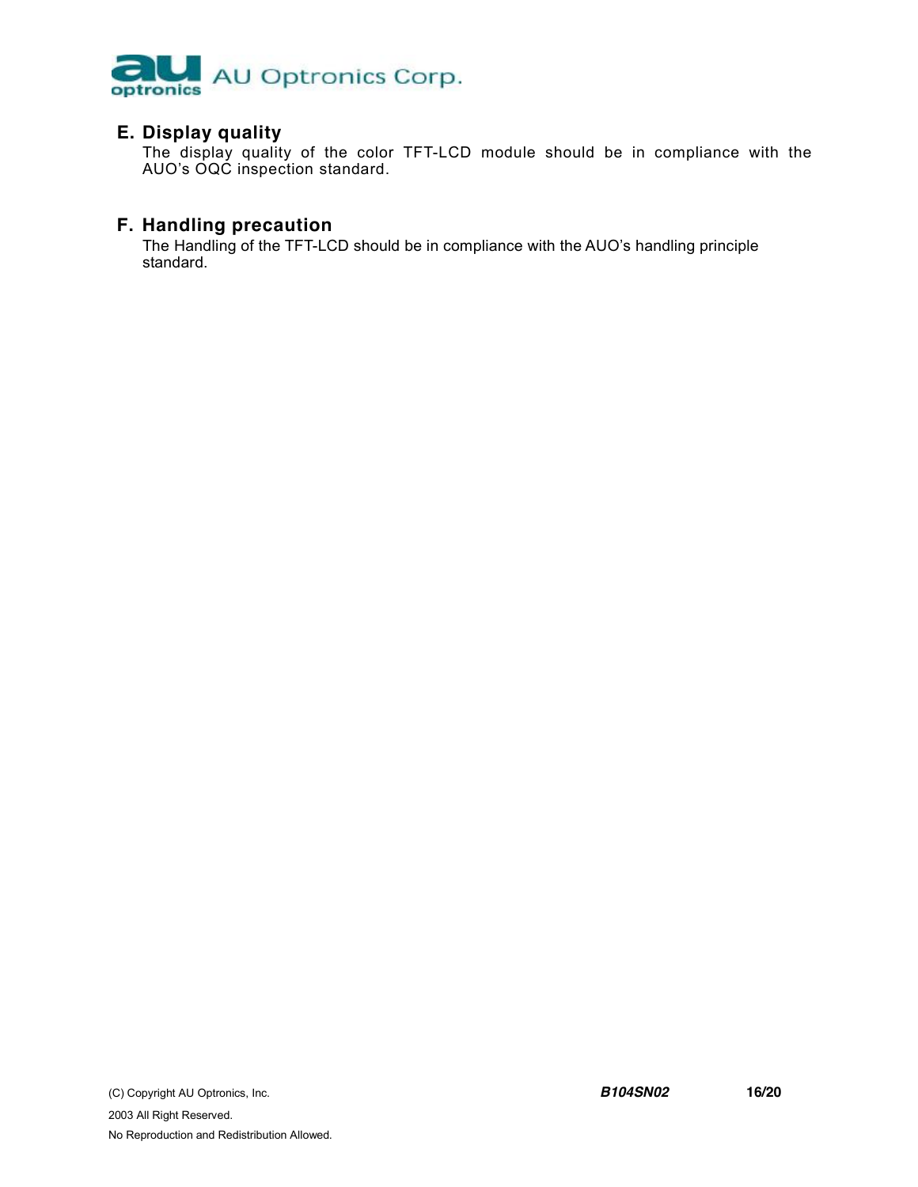## E. Display quality

The display quality of the color TFT-LCD module should be in compliance with the AUO's OQC inspection standard.

## F. Handling precaution

The Handling of the TFT-LCD should be in compliance with the AUO's handling principle standard.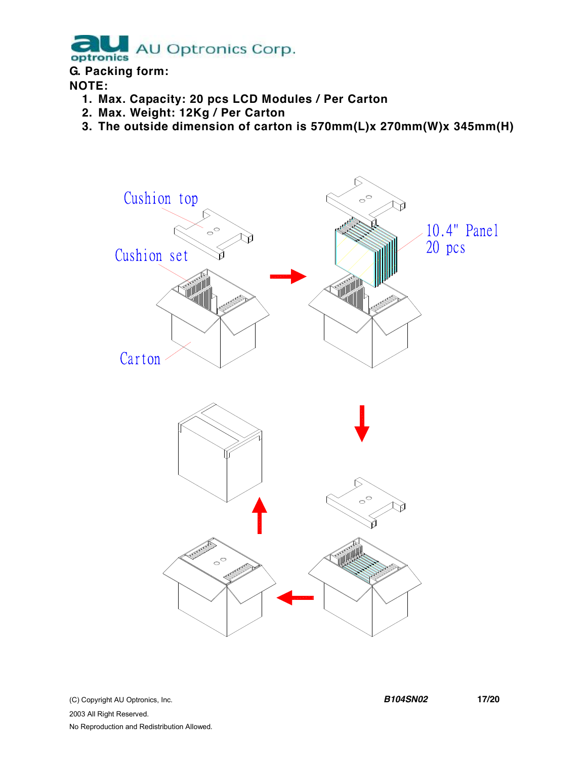## G. Packing form:

**NOTE:**

1. **Max. Capacity: 20 pcs LCD Modules / Per Carton**
2. **Max. Weight: 12Kg / Per Carton**
3. **The outside dimension of carton is 570mm(L)x 270mm(W)x 345mm(H)**

Cushion top

Cushion set

Carton

10.4" Panel
20 pcs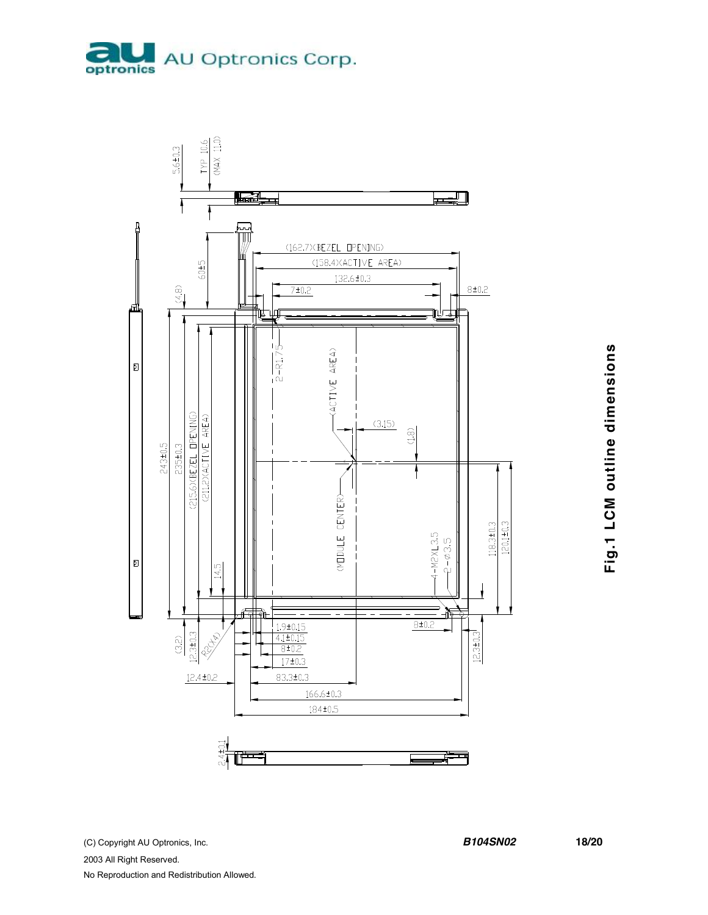Fig.1 LCM outline dimensions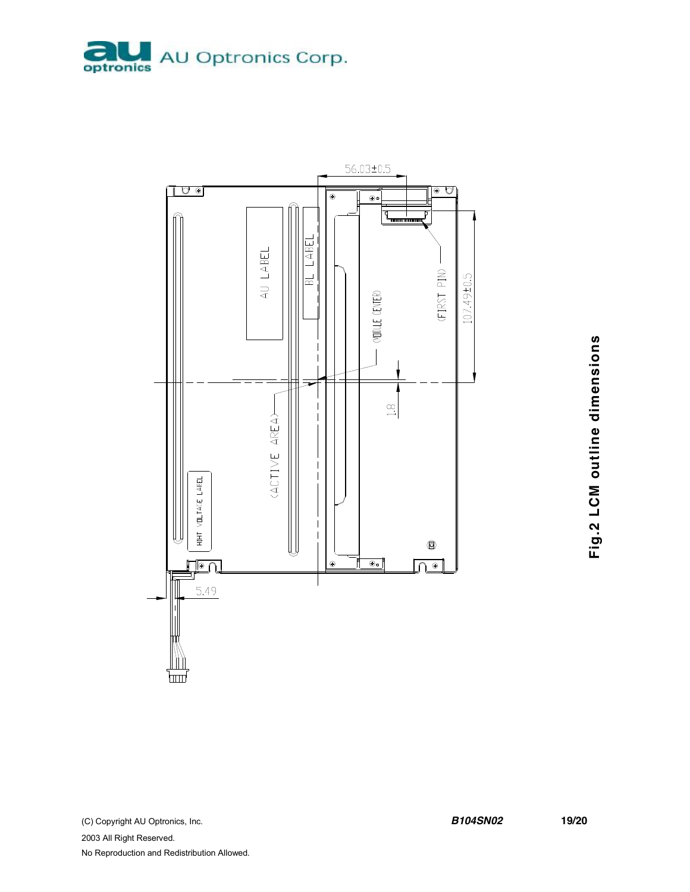56.03±0.5

AU LABEL

BL LABEL

(MODULE CENTER)

(FIRST PIN)

107.49±0.5

1.8

(ACTIVE AREA)

HIGHT VOLTAGE LABEL

5.49

**Fig.2 LCM outline dimensions**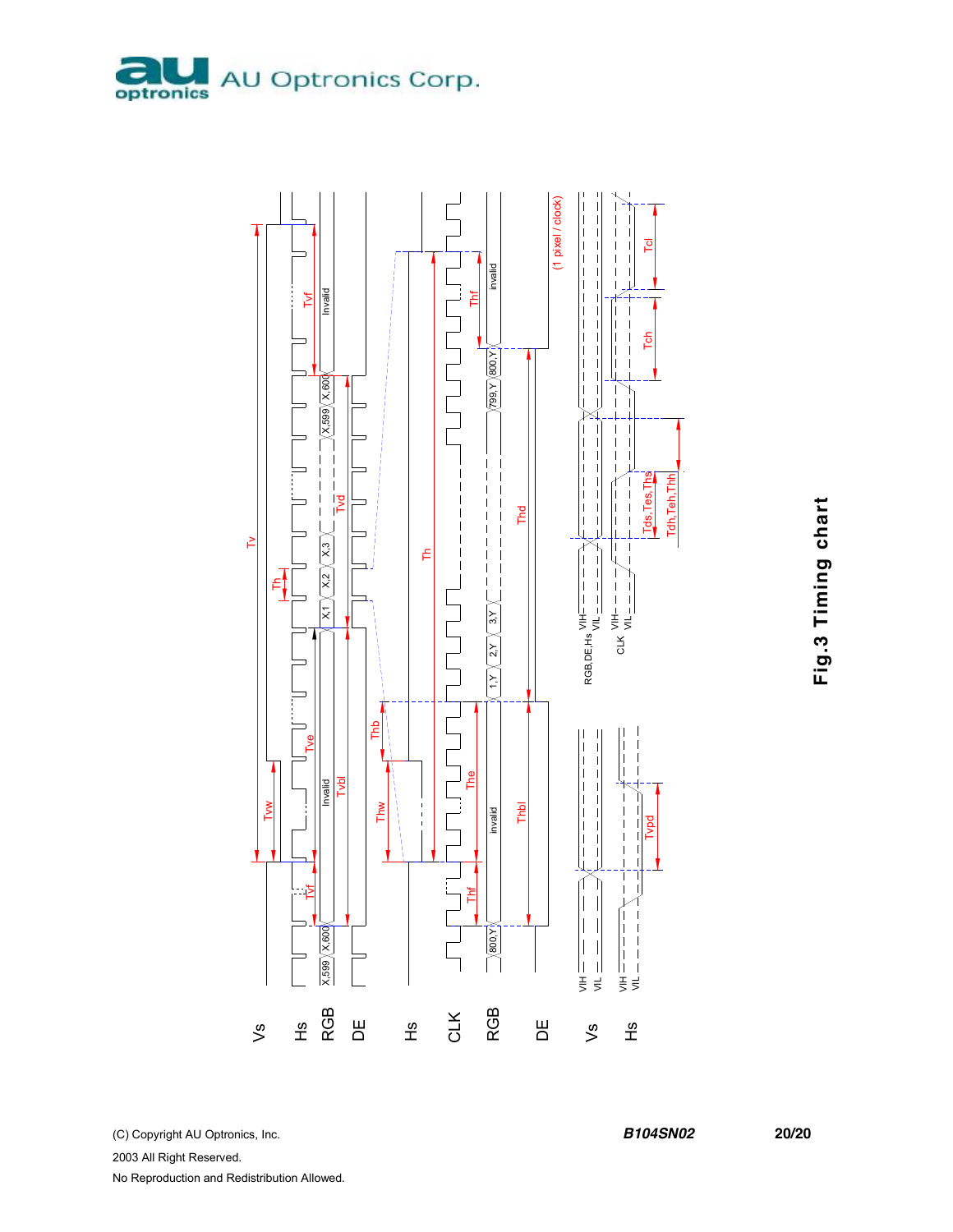Vs

Hs

RGB

DE

Hs

CLK

RGB

DE

Vs

Hs

Tv

Tvw

Tvf

Tve

Th

Tvd

Tvbl

Invalid

X,1 X,2 X,3 X,599 X,600

Thb

Thw

Th

The

Thf

Thd

Thbl

invalid

1,Y 2,Y 3,Y 799,Y 800,Y

(1 pixel / clock)

RGB,DE,Hs VIH VIL

CLK VIH VIL

Tds,Tes,Ths

Tdh,Teh,Thh

Tch

Tcl

Tvpd

**Fig.3 Timing chart**